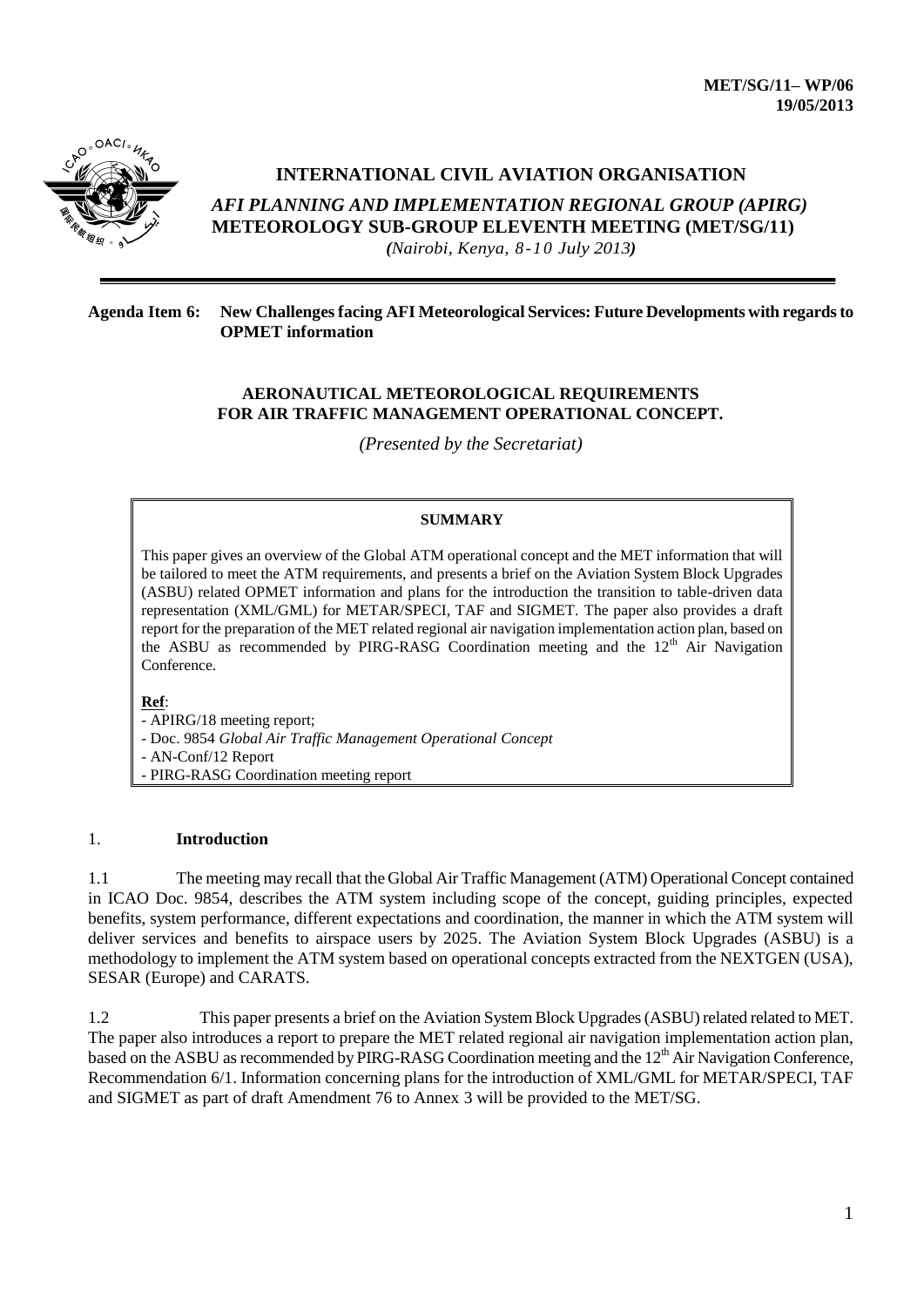**MET/SG/11– WP/06**
**19/05/2013**

# INTERNATIONAL CIVIL AVIATION ORGANISATION

***AFI PLANNING AND IMPLEMENTATION REGIONAL GROUP (APIRG)***
**METEOROLOGY SUB-GROUP ELEVENTH MEETING (MET/SG/11)**
***(Nairobi, Kenya, 8-10 July 2013)***

---

**Agenda Item 6: New Challenges facing AFI Meteorological Services: Future Developments with regards to OPMET information**

## AERONAUTICAL METEOROLOGICAL REQUIREMENTS FOR AIR TRAFFIC MANAGEMENT OPERATIONAL CONCEPT.

*(Presented by the Secretariat)*

> **SUMMARY**
>
> This paper gives an overview of the Global ATM operational concept and the MET information that will be tailored to meet the ATM requirements, and presents a brief on the Aviation System Block Upgrades (ASBU) related OPMET information and plans for the introduction the transition to table-driven data representation (XML/GML) for METAR/SPECI, TAF and SIGMET. The paper also provides a draft report for the preparation of the MET related regional air navigation implementation action plan, based on the ASBU as recommended by PIRG-RASG Coordination meeting and the 12th Air Navigation Conference.
>
> **Ref**:
> - APIRG/18 meeting report;
> - Doc. 9854 *Global Air Traffic Management Operational Concept*
> - AN-Conf/12 Report
> - PIRG-RASG Coordination meeting report

## 1. Introduction

1.1 The meeting may recall that the Global Air Traffic Management (ATM) Operational Concept contained in ICAO Doc. 9854, describes the ATM system including scope of the concept, guiding principles, expected benefits, system performance, different expectations and coordination, the manner in which the ATM system will deliver services and benefits to airspace users by 2025. The Aviation System Block Upgrades (ASBU) is a methodology to implement the ATM system based on operational concepts extracted from the NEXTGEN (USA), SESAR (Europe) and CARATS.

1.2 This paper presents a brief on the Aviation System Block Upgrades (ASBU) related related to MET. The paper also introduces a report to prepare the MET related regional air navigation implementation action plan, based on the ASBU as recommended by PIRG-RASG Coordination meeting and the 12th Air Navigation Conference, Recommendation 6/1. Information concerning plans for the introduction of XML/GML for METAR/SPECI, TAF and SIGMET as part of draft Amendment 76 to Annex 3 will be provided to the MET/SG.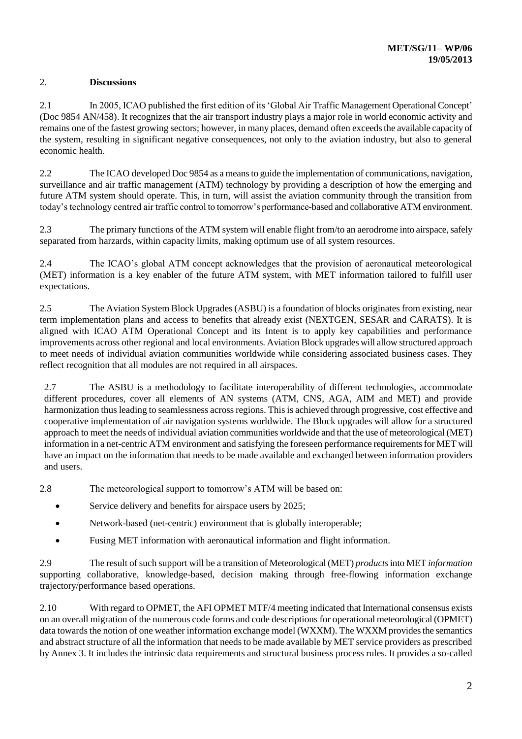## 2. Discussions

2.1 In 2005, ICAO published the first edition of its 'Global Air Traffic Management Operational Concept' (Doc 9854 AN/458). It recognizes that the air transport industry plays a major role in world economic activity and remains one of the fastest growing sectors; however, in many places, demand often exceeds the available capacity of the system, resulting in significant negative consequences, not only to the aviation industry, but also to general economic health.

2.2 The ICAO developed Doc 9854 as a means to guide the implementation of communications, navigation, surveillance and air traffic management (ATM) technology by providing a description of how the emerging and future ATM system should operate. This, in turn, will assist the aviation community through the transition from today's technology centred air traffic control to tomorrow's performance-based and collaborative ATM environment.

2.3 The primary functions of the ATM system will enable flight from/to an aerodrome into airspace, safely separated from harzards, within capacity limits, making optimum use of all system resources.

2.4 The ICAO's global ATM concept acknowledges that the provision of aeronautical meteorological (MET) information is a key enabler of the future ATM system, with MET information tailored to fulfill user expectations.

2.5 The Aviation System Block Upgrades (ASBU) is a foundation of blocks originates from existing, near term implementation plans and access to benefits that already exist (NEXTGEN, SESAR and CARATS). It is aligned with ICAO ATM Operational Concept and its Intent is to apply key capabilities and performance improvements across other regional and local environments. Aviation Block upgrades will allow structured approach to meet needs of individual aviation communities worldwide while considering associated business cases. They reflect recognition that all modules are not required in all airspaces.

2.7 The ASBU is a methodology to facilitate interoperability of different technologies, accommodate different procedures, cover all elements of AN systems (ATM, CNS, AGA, AIM and MET) and provide harmonization thus leading to seamlessness across regions. This is achieved through progressive, cost effective and cooperative implementation of air navigation systems worldwide. The Block upgrades will allow for a structured approach to meet the needs of individual aviation communities worldwide and that the use of meteorological (MET) information in a net-centric ATM environment and satisfying the foreseen performance requirements for MET will have an impact on the information that needs to be made available and exchanged between information providers and users.

2.8 The meteorological support to tomorrow's ATM will be based on:

- Service delivery and benefits for airspace users by 2025;
- Network-based (net-centric) environment that is globally interoperable;
- Fusing MET information with aeronautical information and flight information.

2.9 The result of such support will be a transition of Meteorological (MET) *products* into MET *information* supporting collaborative, knowledge-based, decision making through free-flowing information exchange trajectory/performance based operations.

2.10 With regard to OPMET, the AFI OPMET MTF/4 meeting indicated that International consensus exists on an overall migration of the numerous code forms and code descriptions for operational meteorological (OPMET) data towards the notion of one weather information exchange model (WXXM). The WXXM provides the semantics and abstract structure of all the information that needs to be made available by MET service providers as prescribed by Annex 3. It includes the intrinsic data requirements and structural business process rules. It provides a so-called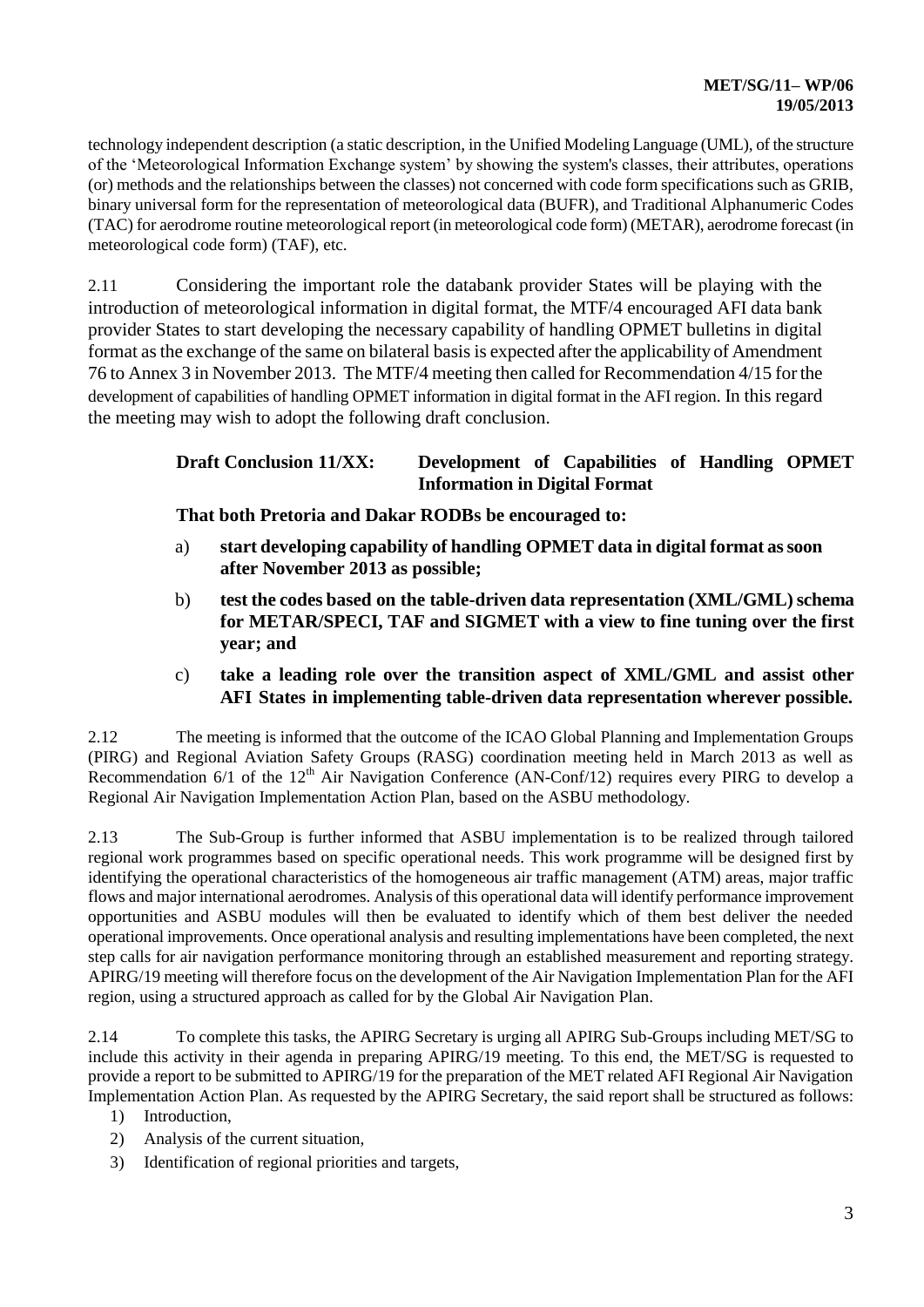technology independent description (a static description, in the Unified Modeling Language (UML), of the structure of the 'Meteorological Information Exchange system' by showing the system's classes, their attributes, operations (or) methods and the relationships between the classes) not concerned with code form specifications such as GRIB, binary universal form for the representation of meteorological data (BUFR), and Traditional Alphanumeric Codes (TAC) for aerodrome routine meteorological report (in meteorological code form) (METAR), aerodrome forecast (in meteorological code form) (TAF), etc.

2.11 Considering the important role the databank provider States will be playing with the introduction of meteorological information in digital format, the MTF/4 encouraged AFI data bank provider States to start developing the necessary capability of handling OPMET bulletins in digital format as the exchange of the same on bilateral basis is expected after the applicability of Amendment 76 to Annex 3 in November 2013. The MTF/4 meeting then called for Recommendation 4/15 for the development of capabilities of handling OPMET information in digital format in the AFI region. In this regard the meeting may wish to adopt the following draft conclusion.

**Draft Conclusion 11/XX: Development of Capabilities of Handling OPMET Information in Digital Format**

**That both Pretoria and Dakar RODBs be encouraged to:**

a) **start developing capability of handling OPMET data in digital format as soon after November 2013 as possible;**

b) **test the codes based on the table-driven data representation (XML/GML) schema for METAR/SPECI, TAF and SIGMET with a view to fine tuning over the first year; and**

c) **take a leading role over the transition aspect of XML/GML and assist other AFI States in implementing table-driven data representation wherever possible.**

2.12 The meeting is informed that the outcome of the ICAO Global Planning and Implementation Groups (PIRG) and Regional Aviation Safety Groups (RASG) coordination meeting held in March 2013 as well as Recommendation 6/1 of the 12th Air Navigation Conference (AN-Conf/12) requires every PIRG to develop a Regional Air Navigation Implementation Action Plan, based on the ASBU methodology.

2.13 The Sub-Group is further informed that ASBU implementation is to be realized through tailored regional work programmes based on specific operational needs. This work programme will be designed first by identifying the operational characteristics of the homogeneous air traffic management (ATM) areas, major traffic flows and major international aerodromes. Analysis of this operational data will identify performance improvement opportunities and ASBU modules will then be evaluated to identify which of them best deliver the needed operational improvements. Once operational analysis and resulting implementations have been completed, the next step calls for air navigation performance monitoring through an established measurement and reporting strategy. APIRG/19 meeting will therefore focus on the development of the Air Navigation Implementation Plan for the AFI region, using a structured approach as called for by the Global Air Navigation Plan.

2.14 To complete this tasks, the APIRG Secretary is urging all APIRG Sub-Groups including MET/SG to include this activity in their agenda in preparing APIRG/19 meeting. To this end, the MET/SG is requested to provide a report to be submitted to APIRG/19 for the preparation of the MET related AFI Regional Air Navigation Implementation Action Plan. As requested by the APIRG Secretary, the said report shall be structured as follows:

1) Introduction,
2) Analysis of the current situation,
3) Identification of regional priorities and targets,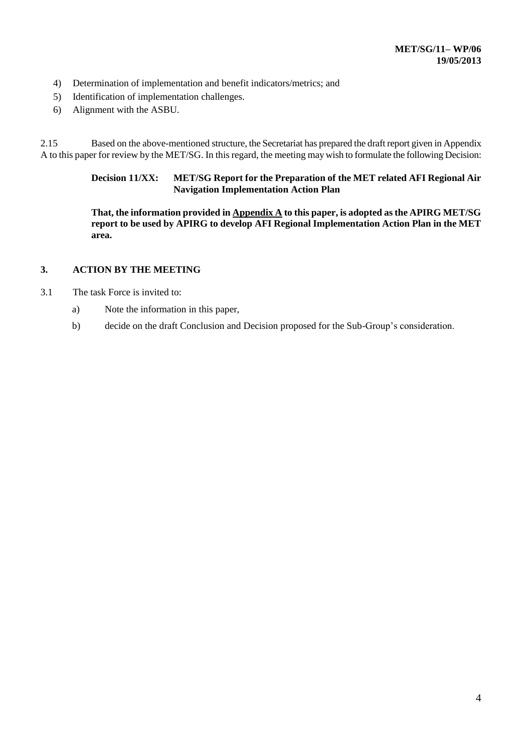4) Determination of implementation and benefit indicators/metrics; and
5) Identification of implementation challenges.
6) Alignment with the ASBU.

2.15 Based on the above-mentioned structure, the Secretariat has prepared the draft report given in Appendix A to this paper for review by the MET/SG. In this regard, the meeting may wish to formulate the following Decision:

> **Decision 11/XX: MET/SG Report for the Preparation of the MET related AFI Regional Air Navigation Implementation Action Plan**
>
> **That, the information provided in <u>Appendix A</u> to this paper, is adopted as the APIRG MET/SG report to be used by APIRG to develop AFI Regional Implementation Action Plan in the MET area.**

## 3. ACTION BY THE MEETING

3.1 The task Force is invited to:

a) Note the information in this paper,

b) decide on the draft Conclusion and Decision proposed for the Sub-Group's consideration.